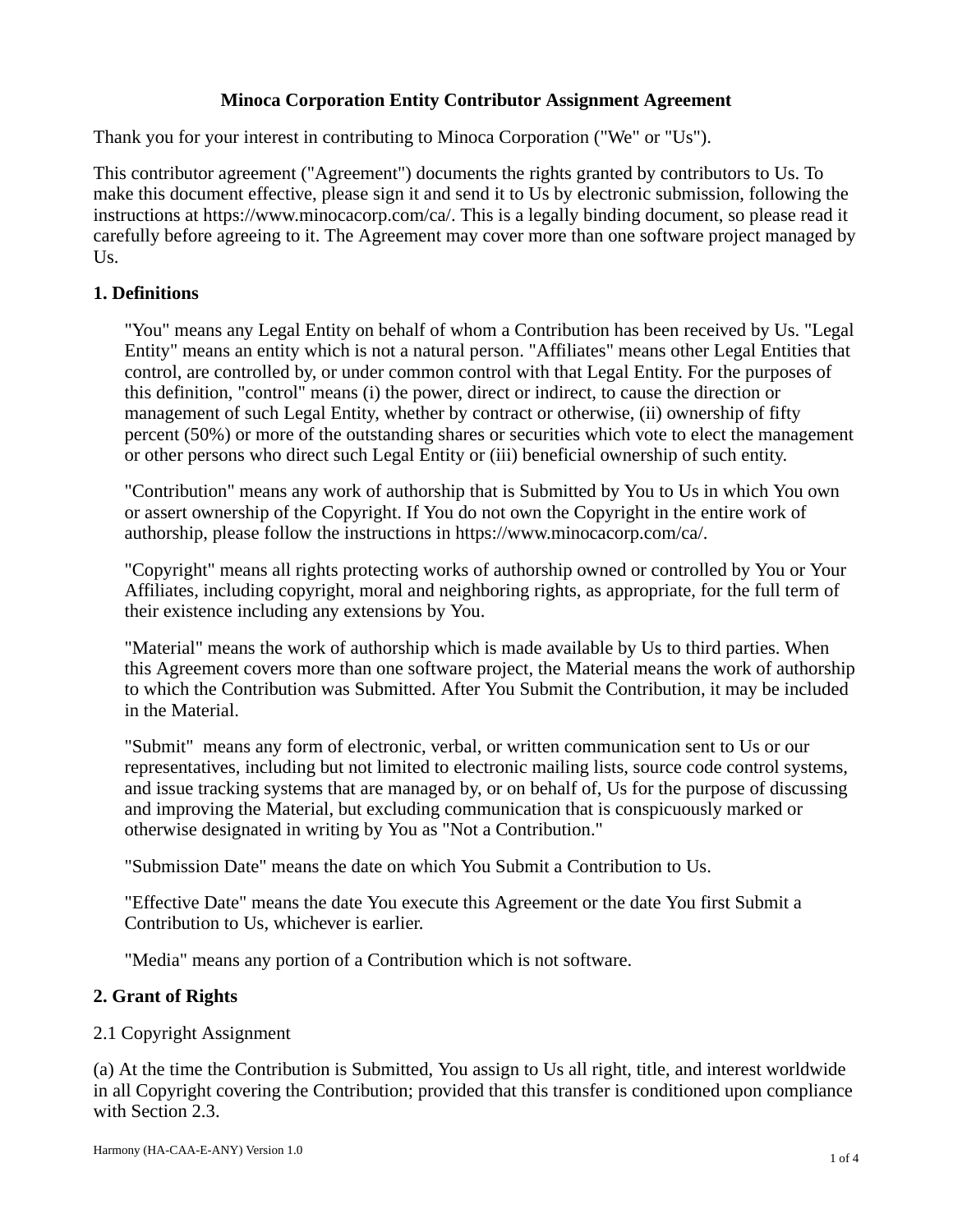# Minoca Corporation Entity Contributor Assignment Agreement

Thank you for your interest in contributing to Minoca Corporation ("We" or "Us").

This contributor agreement ("Agreement") documents the rights granted by contributors to Us. To make this document effective, please sign it and send it to Us by electronic submission, following the instructions at https://www.minocacorp.com/ca/. This is a legally binding document, so please read it carefully before agreeing to it. The Agreement may cover more than one software project managed by Us.

## 1. Definitions

"You" means any Legal Entity on behalf of whom a Contribution has been received by Us. "Legal Entity" means an entity which is not a natural person. "Affiliates" means other Legal Entities that control, are controlled by, or under common control with that Legal Entity. For the purposes of this definition, "control" means (i) the power, direct or indirect, to cause the direction or management of such Legal Entity, whether by contract or otherwise, (ii) ownership of fifty percent (50%) or more of the outstanding shares or securities which vote to elect the management or other persons who direct such Legal Entity or (iii) beneficial ownership of such entity.

"Contribution" means any work of authorship that is Submitted by You to Us in which You own or assert ownership of the Copyright. If You do not own the Copyright in the entire work of authorship, please follow the instructions in https://www.minocacorp.com/ca/.

"Copyright" means all rights protecting works of authorship owned or controlled by You or Your Affiliates, including copyright, moral and neighboring rights, as appropriate, for the full term of their existence including any extensions by You.

"Material" means the work of authorship which is made available by Us to third parties. When this Agreement covers more than one software project, the Material means the work of authorship to which the Contribution was Submitted. After You Submit the Contribution, it may be included in the Material.

"Submit" means any form of electronic, verbal, or written communication sent to Us or our representatives, including but not limited to electronic mailing lists, source code control systems, and issue tracking systems that are managed by, or on behalf of, Us for the purpose of discussing and improving the Material, but excluding communication that is conspicuously marked or otherwise designated in writing by You as "Not a Contribution."

"Submission Date" means the date on which You Submit a Contribution to Us.

"Effective Date" means the date You execute this Agreement or the date You first Submit a Contribution to Us, whichever is earlier.

"Media" means any portion of a Contribution which is not software.

## 2. Grant of Rights

### 2.1 Copyright Assignment

(a) At the time the Contribution is Submitted, You assign to Us all right, title, and interest worldwide in all Copyright covering the Contribution; provided that this transfer is conditioned upon compliance with Section 2.3.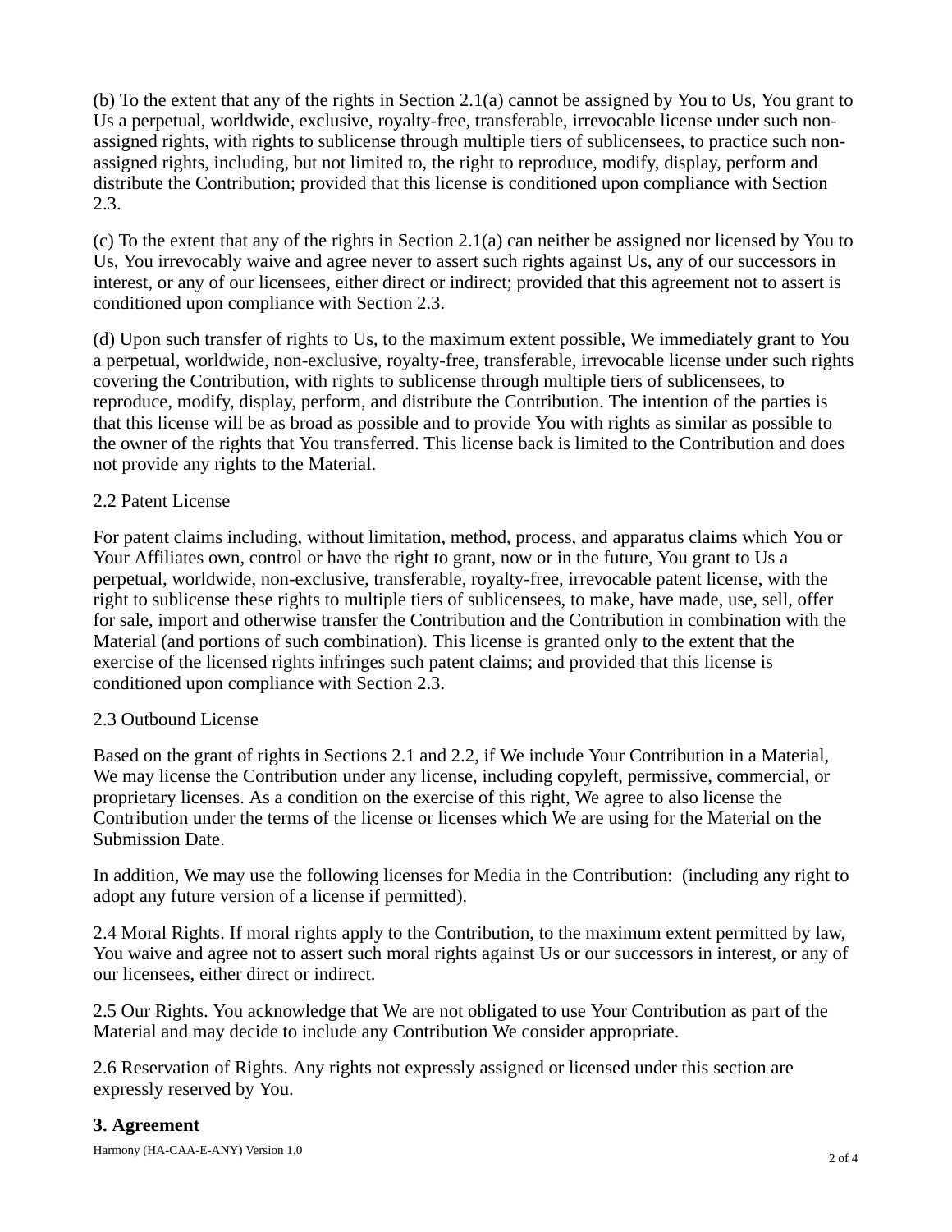(b) To the extent that any of the rights in Section 2.1(a) cannot be assigned by You to Us, You grant to Us a perpetual, worldwide, exclusive, royalty-free, transferable, irrevocable license under such non-assigned rights, with rights to sublicense through multiple tiers of sublicensees, to practice such non-assigned rights, including, but not limited to, the right to reproduce, modify, display, perform and distribute the Contribution; provided that this license is conditioned upon compliance with Section 2.3.

(c) To the extent that any of the rights in Section 2.1(a) can neither be assigned nor licensed by You to Us, You irrevocably waive and agree never to assert such rights against Us, any of our successors in interest, or any of our licensees, either direct or indirect; provided that this agreement not to assert is conditioned upon compliance with Section 2.3.

(d) Upon such transfer of rights to Us, to the maximum extent possible, We immediately grant to You a perpetual, worldwide, non-exclusive, royalty-free, transferable, irrevocable license under such rights covering the Contribution, with rights to sublicense through multiple tiers of sublicensees, to reproduce, modify, display, perform, and distribute the Contribution. The intention of the parties is that this license will be as broad as possible and to provide You with rights as similar as possible to the owner of the rights that You transferred. This license back is limited to the Contribution and does not provide any rights to the Material.

2.2 Patent License

For patent claims including, without limitation, method, process, and apparatus claims which You or Your Affiliates own, control or have the right to grant, now or in the future, You grant to Us a perpetual, worldwide, non-exclusive, transferable, royalty-free, irrevocable patent license, with the right to sublicense these rights to multiple tiers of sublicensees, to make, have made, use, sell, offer for sale, import and otherwise transfer the Contribution and the Contribution in combination with the Material (and portions of such combination). This license is granted only to the extent that the exercise of the licensed rights infringes such patent claims; and provided that this license is conditioned upon compliance with Section 2.3.

2.3 Outbound License

Based on the grant of rights in Sections 2.1 and 2.2, if We include Your Contribution in a Material, We may license the Contribution under any license, including copyleft, permissive, commercial, or proprietary licenses. As a condition on the exercise of this right, We agree to also license the Contribution under the terms of the license or licenses which We are using for the Material on the Submission Date.

In addition, We may use the following licenses for Media in the Contribution:  (including any right to adopt any future version of a license if permitted).

2.4 Moral Rights. If moral rights apply to the Contribution, to the maximum extent permitted by law, You waive and agree not to assert such moral rights against Us or our successors in interest, or any of our licensees, either direct or indirect.

2.5 Our Rights. You acknowledge that We are not obligated to use Your Contribution as part of the Material and may decide to include any Contribution We consider appropriate.

2.6 Reservation of Rights. Any rights not expressly assigned or licensed under this section are expressly reserved by You.

## 3. Agreement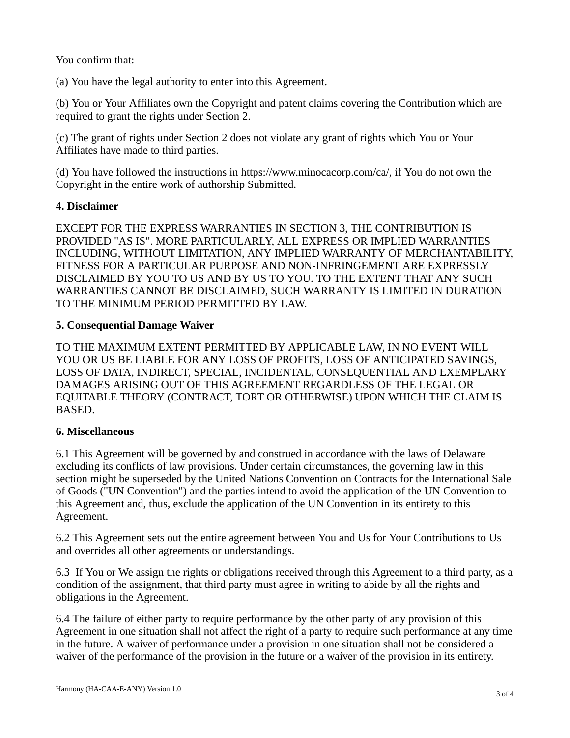You confirm that:

(a) You have the legal authority to enter into this Agreement.

(b) You or Your Affiliates own the Copyright and patent claims covering the Contribution which are required to grant the rights under Section 2.

(c) The grant of rights under Section 2 does not violate any grant of rights which You or Your Affiliates have made to third parties.

(d) You have followed the instructions in https://www.minocacorp.com/ca/, if You do not own the Copyright in the entire work of authorship Submitted.

**4. Disclaimer**

EXCEPT FOR THE EXPRESS WARRANTIES IN SECTION 3, THE CONTRIBUTION IS PROVIDED "AS IS". MORE PARTICULARLY, ALL EXPRESS OR IMPLIED WARRANTIES INCLUDING, WITHOUT LIMITATION, ANY IMPLIED WARRANTY OF MERCHANTABILITY, FITNESS FOR A PARTICULAR PURPOSE AND NON-INFRINGEMENT ARE EXPRESSLY DISCLAIMED BY YOU TO US AND BY US TO YOU. TO THE EXTENT THAT ANY SUCH WARRANTIES CANNOT BE DISCLAIMED, SUCH WARRANTY IS LIMITED IN DURATION TO THE MINIMUM PERIOD PERMITTED BY LAW.

**5. Consequential Damage Waiver**

TO THE MAXIMUM EXTENT PERMITTED BY APPLICABLE LAW, IN NO EVENT WILL YOU OR US BE LIABLE FOR ANY LOSS OF PROFITS, LOSS OF ANTICIPATED SAVINGS, LOSS OF DATA, INDIRECT, SPECIAL, INCIDENTAL, CONSEQUENTIAL AND EXEMPLARY DAMAGES ARISING OUT OF THIS AGREEMENT REGARDLESS OF THE LEGAL OR EQUITABLE THEORY (CONTRACT, TORT OR OTHERWISE) UPON WHICH THE CLAIM IS BASED.

**6. Miscellaneous**

6.1 This Agreement will be governed by and construed in accordance with the laws of Delaware excluding its conflicts of law provisions. Under certain circumstances, the governing law in this section might be superseded by the United Nations Convention on Contracts for the International Sale of Goods ("UN Convention") and the parties intend to avoid the application of the UN Convention to this Agreement and, thus, exclude the application of the UN Convention in its entirety to this Agreement.

6.2 This Agreement sets out the entire agreement between You and Us for Your Contributions to Us and overrides all other agreements or understandings.

6.3 If You or We assign the rights or obligations received through this Agreement to a third party, as a condition of the assignment, that third party must agree in writing to abide by all the rights and obligations in the Agreement.

6.4 The failure of either party to require performance by the other party of any provision of this Agreement in one situation shall not affect the right of a party to require such performance at any time in the future. A waiver of performance under a provision in one situation shall not be considered a waiver of the performance of the provision in the future or a waiver of the provision in its entirety.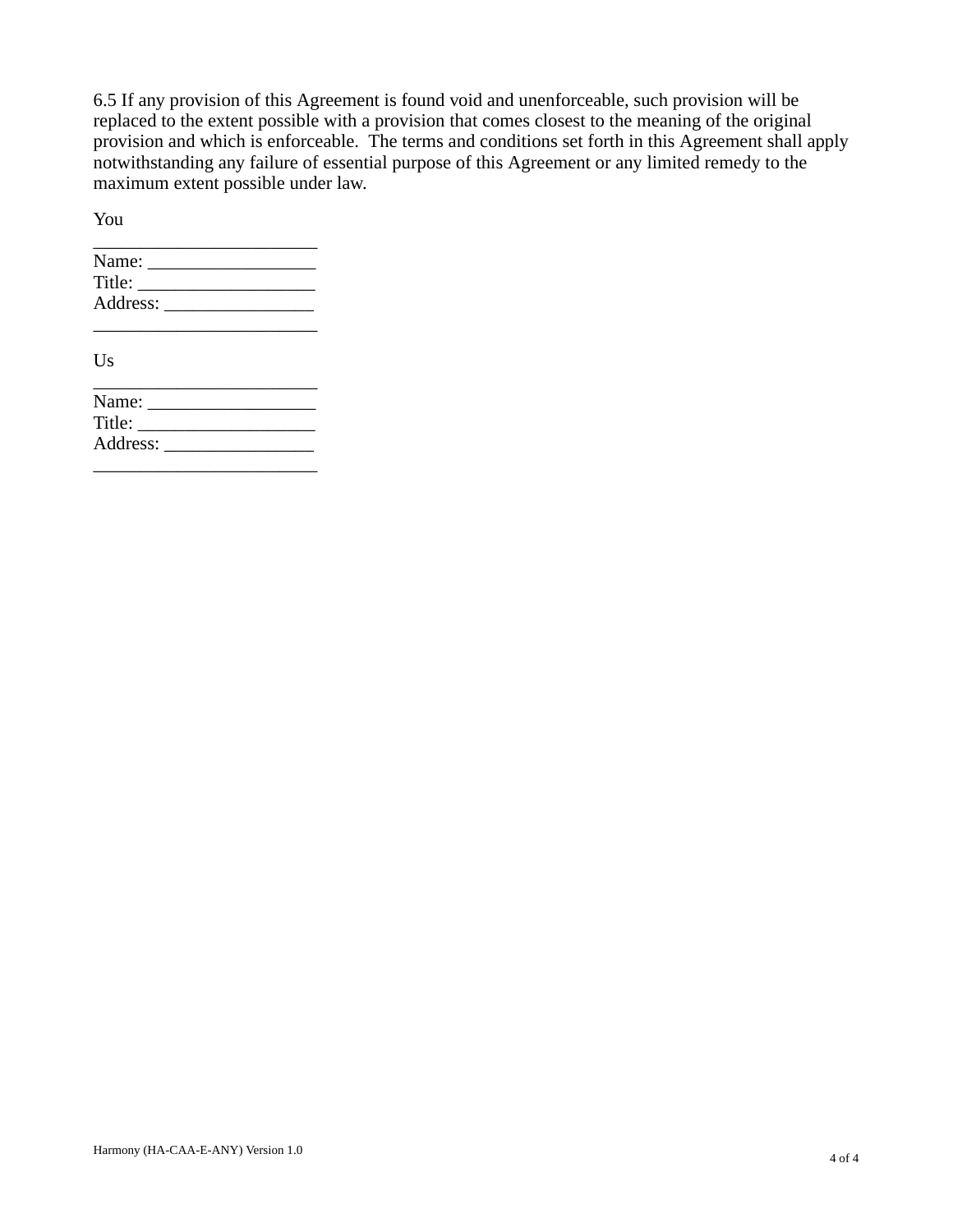6.5 If any provision of this Agreement is found void and unenforceable, such provision will be replaced to the extent possible with a provision that comes closest to the meaning of the original provision and which is enforceable. The terms and conditions set forth in this Agreement shall apply notwithstanding any failure of essential purpose of this Agreement or any limited remedy to the maximum extent possible under law.

You

________________________

Name: _________________

Title: __________________

Address: _______________

________________________

Us

________________________

Name: _________________

Title: __________________

Address: _______________

________________________